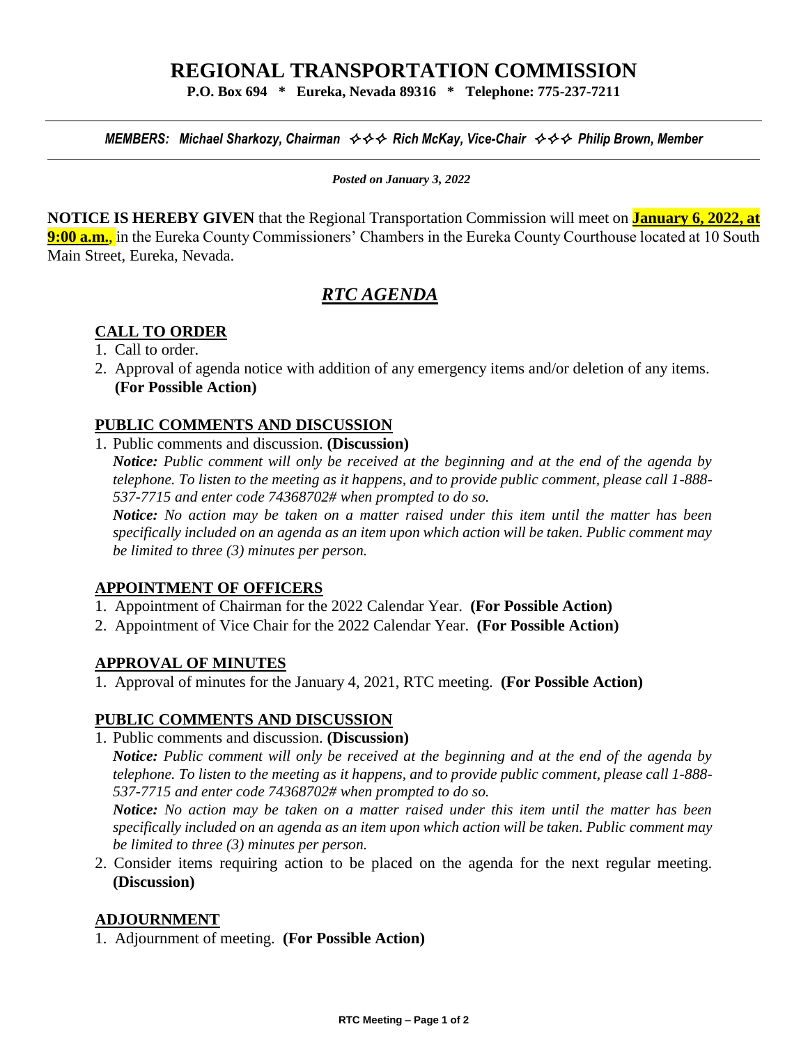# REGIONAL TRANSPORTATION COMMISSION

**P.O. Box 694 * Eureka, Nevada 89316 * Telephone: 775-237-7211**

***MEMBERS: Michael Sharkozy, Chairman ✧✧✧ Rich McKay, Vice-Chair ✧✧✧ Philip Brown, Member***

***Posted on January 3, 2022***

**NOTICE IS HEREBY GIVEN** that the Regional Transportation Commission will meet on **January 6, 2022, at 9:00 a.m.**, in the Eureka County Commissioners' Chambers in the Eureka County Courthouse located at 10 South Main Street, Eureka, Nevada.

## *RTC AGENDA*

### CALL TO ORDER

1. Call to order.
2. Approval of agenda notice with addition of any emergency items and/or deletion of any items. **(For Possible Action)**

### PUBLIC COMMENTS AND DISCUSSION

1. Public comments and discussion. **(Discussion)**
   ***Notice:*** *Public comment will only be received at the beginning and at the end of the agenda by telephone. To listen to the meeting as it happens, and to provide public comment, please call 1-888-537-7715 and enter code 74368702# when prompted to do so.*
   ***Notice:*** *No action may be taken on a matter raised under this item until the matter has been specifically included on an agenda as an item upon which action will be taken. Public comment may be limited to three (3) minutes per person.*

### APPOINTMENT OF OFFICERS

1. Appointment of Chairman for the 2022 Calendar Year. **(For Possible Action)**
2. Appointment of Vice Chair for the 2022 Calendar Year. **(For Possible Action)**

### APPROVAL OF MINUTES

1. Approval of minutes for the January 4, 2021, RTC meeting. **(For Possible Action)**

### PUBLIC COMMENTS AND DISCUSSION

1. Public comments and discussion. **(Discussion)**
   ***Notice:*** *Public comment will only be received at the beginning and at the end of the agenda by telephone. To listen to the meeting as it happens, and to provide public comment, please call 1-888-537-7715 and enter code 74368702# when prompted to do so.*
   ***Notice:*** *No action may be taken on a matter raised under this item until the matter has been specifically included on an agenda as an item upon which action will be taken. Public comment may be limited to three (3) minutes per person.*
2. Consider items requiring action to be placed on the agenda for the next regular meeting. **(Discussion)**

### ADJOURNMENT

1. Adjournment of meeting. **(For Possible Action)**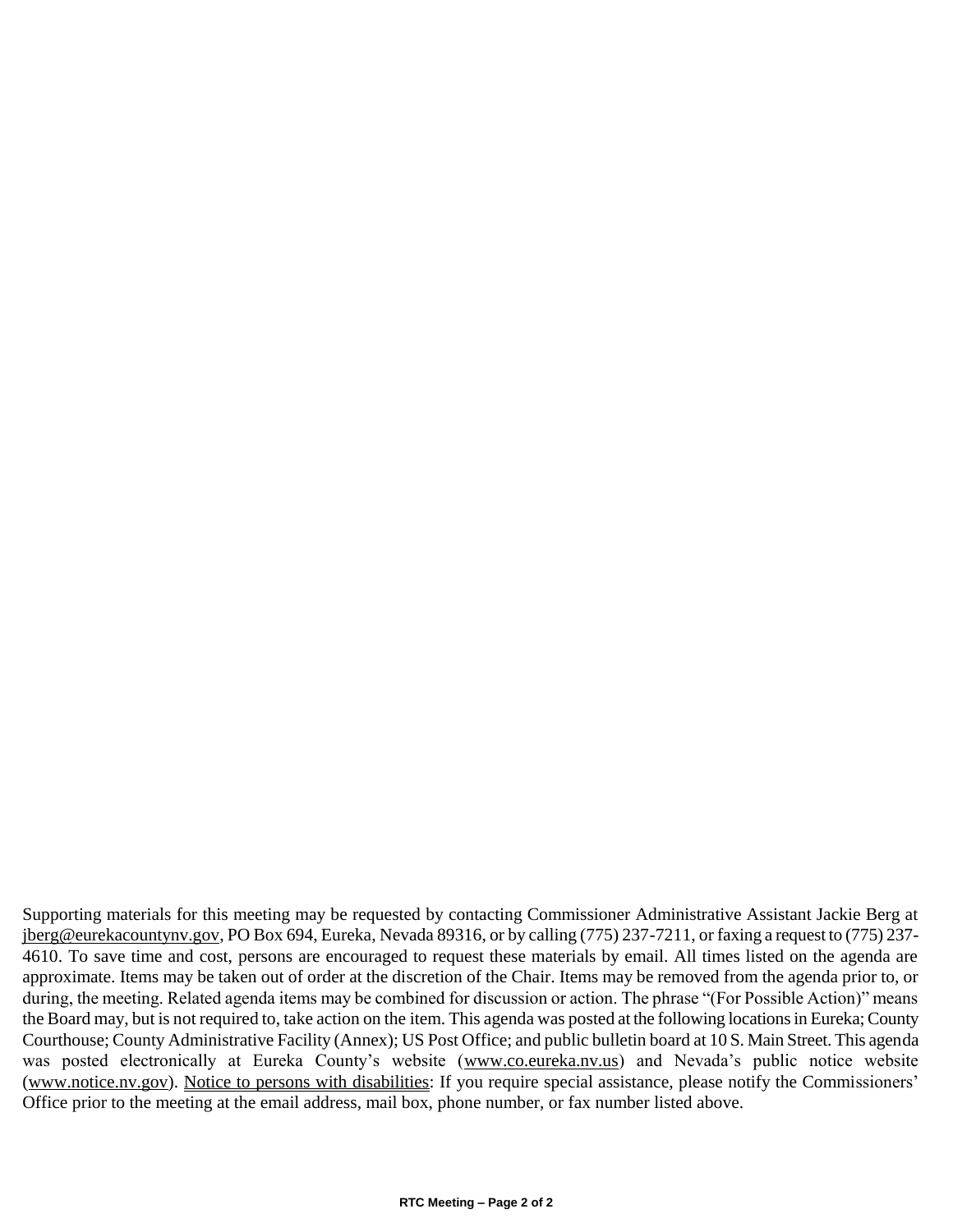Supporting materials for this meeting may be requested by contacting Commissioner Administrative Assistant Jackie Berg at jberg@eurekacountynv.gov, PO Box 694, Eureka, Nevada 89316, or by calling (775) 237-7211, or faxing a request to (775) 237-4610. To save time and cost, persons are encouraged to request these materials by email. All times listed on the agenda are approximate. Items may be taken out of order at the discretion of the Chair. Items may be removed from the agenda prior to, or during, the meeting. Related agenda items may be combined for discussion or action. The phrase "(For Possible Action)" means the Board may, but is not required to, take action on the item. This agenda was posted at the following locations in Eureka; County Courthouse; County Administrative Facility (Annex); US Post Office; and public bulletin board at 10 S. Main Street. This agenda was posted electronically at Eureka County's website (www.co.eureka.nv.us) and Nevada's public notice website (www.notice.nv.gov). Notice to persons with disabilities: If you require special assistance, please notify the Commissioners' Office prior to the meeting at the email address, mail box, phone number, or fax number listed above.